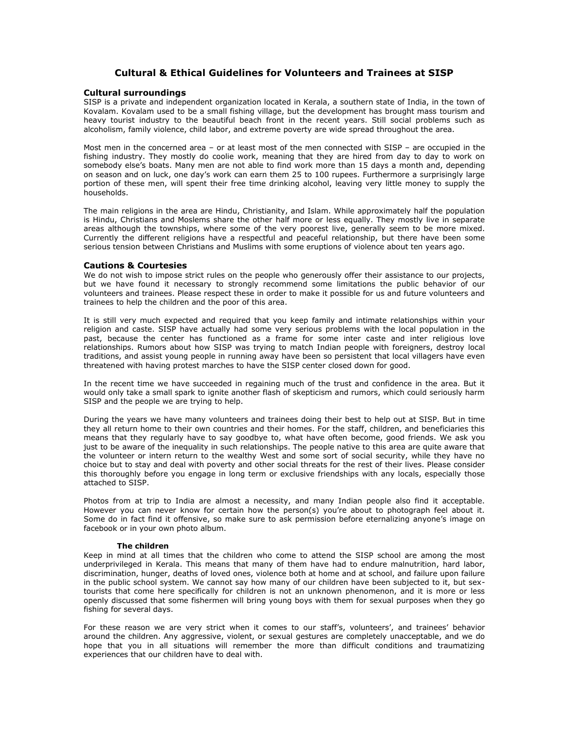# Cultural & Ethical Guidelines for Volunteers and Trainees at SISP

## Cultural surroundings

SISP is a private and independent organization located in Kerala, a southern state of India, in the town of Kovalam. Kovalam used to be a small fishing village, but the development has brought mass tourism and heavy tourist industry to the beautiful beach front in the recent years. Still social problems such as alcoholism, family violence, child labor, and extreme poverty are wide spread throughout the area.

Most men in the concerned area – or at least most of the men connected with SISP – are occupied in the fishing industry. They mostly do coolie work, meaning that they are hired from day to day to work on somebody else's boats. Many men are not able to find work more than 15 days a month and, depending on season and on luck, one day's work can earn them 25 to 100 rupees. Furthermore a surprisingly large portion of these men, will spent their free time drinking alcohol, leaving very little money to supply the households.

The main religions in the area are Hindu, Christianity, and Islam. While approximately half the population is Hindu, Christians and Moslems share the other half more or less equally. They mostly live in separate areas although the townships, where some of the very poorest live, generally seem to be more mixed. Currently the different religions have a respectful and peaceful relationship, but there have been some serious tension between Christians and Muslims with some eruptions of violence about ten years ago.

## Cautions & Courtesies

We do not wish to impose strict rules on the people who generously offer their assistance to our projects, but we have found it necessary to strongly recommend some limitations the public behavior of our volunteers and trainees. Please respect these in order to make it possible for us and future volunteers and trainees to help the children and the poor of this area.

It is still very much expected and required that you keep family and intimate relationships within your religion and caste. SISP have actually had some very serious problems with the local population in the past, because the center has functioned as a frame for some inter caste and inter religious love relationships. Rumors about how SISP was trying to match Indian people with foreigners, destroy local traditions, and assist young people in running away have been so persistent that local villagers have even threatened with having protest marches to have the SISP center closed down for good.

In the recent time we have succeeded in regaining much of the trust and confidence in the area. But it would only take a small spark to ignite another flash of skepticism and rumors, which could seriously harm SISP and the people we are trying to help.

During the years we have many volunteers and trainees doing their best to help out at SISP. But in time they all return home to their own countries and their homes. For the staff, children, and beneficiaries this means that they regularly have to say goodbye to, what have often become, good friends. We ask you just to be aware of the inequality in such relationships. The people native to this area are quite aware that the volunteer or intern return to the wealthy West and some sort of social security, while they have no choice but to stay and deal with poverty and other social threats for the rest of their lives. Please consider this thoroughly before you engage in long term or exclusive friendships with any locals, especially those attached to SISP.

Photos from at trip to India are almost a necessity, and many Indian people also find it acceptable. However you can never know for certain how the person(s) you're about to photograph feel about it. Some do in fact find it offensive, so make sure to ask permission before eternalizing anyone's image on facebook or in your own photo album.

### The children

Keep in mind at all times that the children who come to attend the SISP school are among the most underprivileged in Kerala. This means that many of them have had to endure malnutrition, hard labor, discrimination, hunger, deaths of loved ones, violence both at home and at school, and failure upon failure in the public school system. We cannot say how many of our children have been subjected to it, but sex-tourists that come here specifically for children is not an unknown phenomenon, and it is more or less openly discussed that some fishermen will bring young boys with them for sexual purposes when they go fishing for several days.

For these reason we are very strict when it comes to our staff's, volunteers', and trainees' behavior around the children. Any aggressive, violent, or sexual gestures are completely unacceptable, and we do hope that you in all situations will remember the more than difficult conditions and traumatizing experiences that our children have to deal with.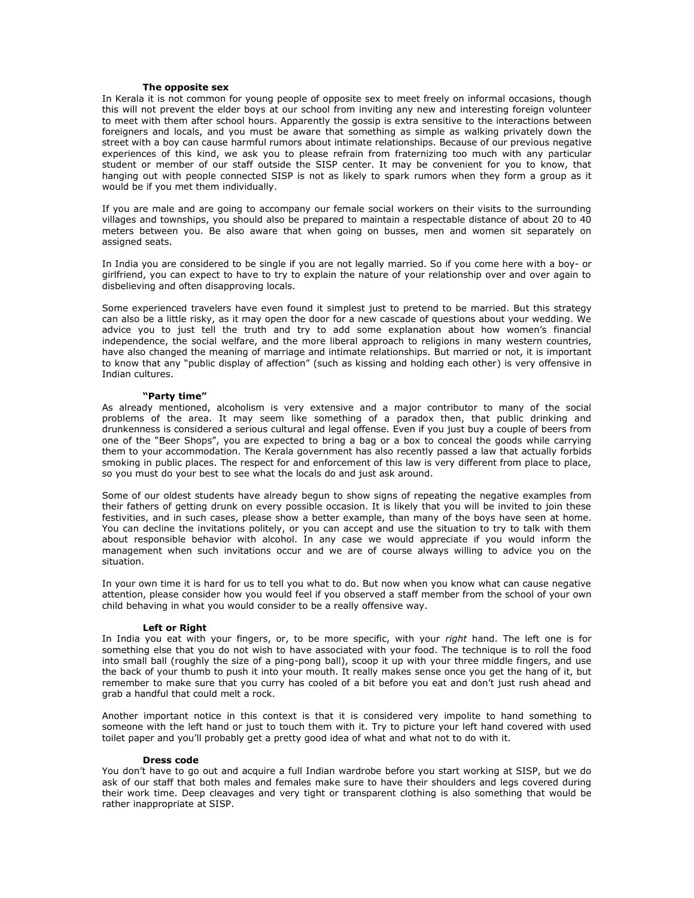### The opposite sex

In Kerala it is not common for young people of opposite sex to meet freely on informal occasions, though this will not prevent the elder boys at our school from inviting any new and interesting foreign volunteer to meet with them after school hours. Apparently the gossip is extra sensitive to the interactions between foreigners and locals, and you must be aware that something as simple as walking privately down the street with a boy can cause harmful rumors about intimate relationships. Because of our previous negative experiences of this kind, we ask you to please refrain from fraternizing too much with any particular student or member of our staff outside the SISP center. It may be convenient for you to know, that hanging out with people connected SISP is not as likely to spark rumors when they form a group as it would be if you met them individually.

If you are male and are going to accompany our female social workers on their visits to the surrounding villages and townships, you should also be prepared to maintain a respectable distance of about 20 to 40 meters between you. Be also aware that when going on busses, men and women sit separately on assigned seats.

In India you are considered to be single if you are not legally married. So if you come here with a boy- or girlfriend, you can expect to have to try to explain the nature of your relationship over and over again to disbelieving and often disapproving locals.

Some experienced travelers have even found it simplest just to pretend to be married. But this strategy can also be a little risky, as it may open the door for a new cascade of questions about your wedding. We advice you to just tell the truth and try to add some explanation about how women's financial independence, the social welfare, and the more liberal approach to religions in many western countries, have also changed the meaning of marriage and intimate relationships. But married or not, it is important to know that any "public display of affection" (such as kissing and holding each other) is very offensive in Indian cultures.

### "Party time"

As already mentioned, alcoholism is very extensive and a major contributor to many of the social problems of the area. It may seem like something of a paradox then, that public drinking and drunkenness is considered a serious cultural and legal offense. Even if you just buy a couple of beers from one of the "Beer Shops", you are expected to bring a bag or a box to conceal the goods while carrying them to your accommodation. The Kerala government has also recently passed a law that actually forbids smoking in public places. The respect for and enforcement of this law is very different from place to place, so you must do your best to see what the locals do and just ask around.

Some of our oldest students have already begun to show signs of repeating the negative examples from their fathers of getting drunk on every possible occasion. It is likely that you will be invited to join these festivities, and in such cases, please show a better example, than many of the boys have seen at home. You can decline the invitations politely, or you can accept and use the situation to try to talk with them about responsible behavior with alcohol. In any case we would appreciate if you would inform the management when such invitations occur and we are of course always willing to advice you on the situation.

In your own time it is hard for us to tell you what to do. But now when you know what can cause negative attention, please consider how you would feel if you observed a staff member from the school of your own child behaving in what you would consider to be a really offensive way.

### Left or Right

In India you eat with your fingers, or, to be more specific, with your *right* hand. The left one is for something else that you do not wish to have associated with your food. The technique is to roll the food into small ball (roughly the size of a ping-pong ball), scoop it up with your three middle fingers, and use the back of your thumb to push it into your mouth. It really makes sense once you get the hang of it, but remember to make sure that you curry has cooled of a bit before you eat and don't just rush ahead and grab a handful that could melt a rock.

Another important notice in this context is that it is considered very impolite to hand something to someone with the left hand or just to touch them with it. Try to picture your left hand covered with used toilet paper and you'll probably get a pretty good idea of what and what not to do with it.

### Dress code

You don't have to go out and acquire a full Indian wardrobe before you start working at SISP, but we do ask of our staff that both males and females make sure to have their shoulders and legs covered during their work time. Deep cleavages and very tight or transparent clothing is also something that would be rather inappropriate at SISP.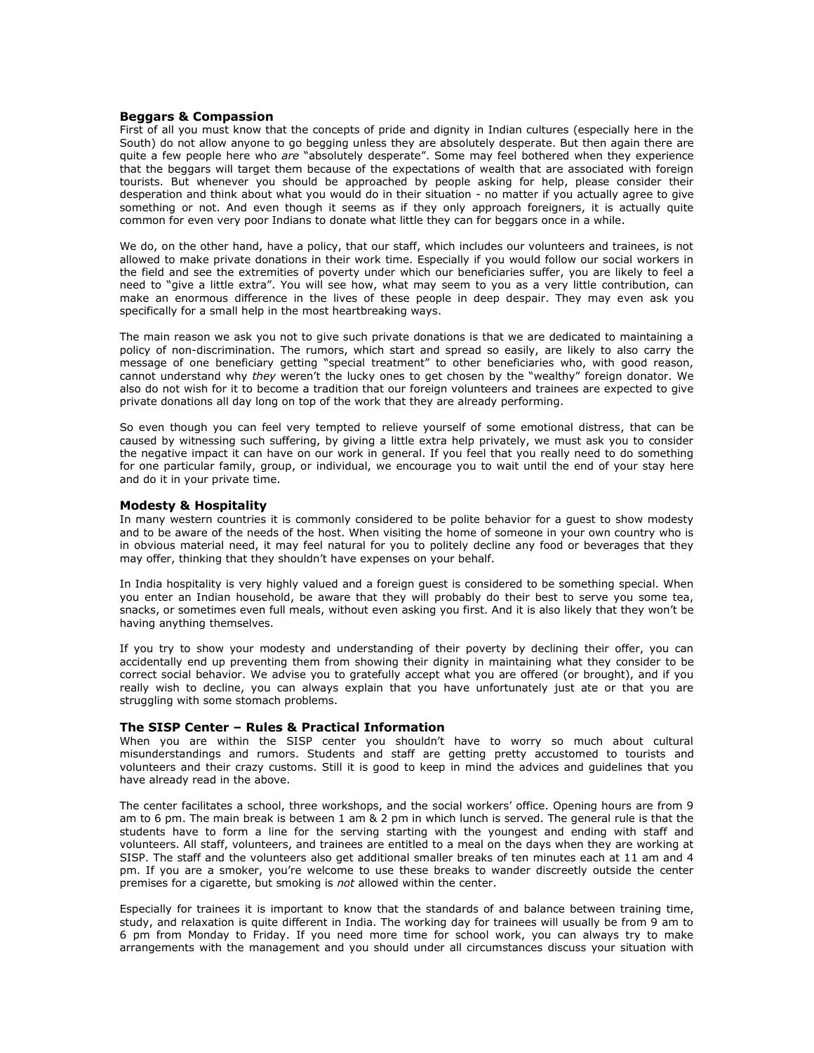### Beggars & Compassion

First of all you must know that the concepts of pride and dignity in Indian cultures (especially here in the South) do not allow anyone to go begging unless they are absolutely desperate. But then again there are quite a few people here who *are* "absolutely desperate". Some may feel bothered when they experience that the beggars will target them because of the expectations of wealth that are associated with foreign tourists. But whenever you should be approached by people asking for help, please consider their desperation and think about what you would do in their situation - no matter if you actually agree to give something or not. And even though it seems as if they only approach foreigners, it is actually quite common for even very poor Indians to donate what little they can for beggars once in a while.

We do, on the other hand, have a policy, that our staff, which includes our volunteers and trainees, is not allowed to make private donations in their work time. Especially if you would follow our social workers in the field and see the extremities of poverty under which our beneficiaries suffer, you are likely to feel a need to "give a little extra". You will see how, what may seem to you as a very little contribution, can make an enormous difference in the lives of these people in deep despair. They may even ask you specifically for a small help in the most heartbreaking ways.

The main reason we ask you not to give such private donations is that we are dedicated to maintaining a policy of non-discrimination. The rumors, which start and spread so easily, are likely to also carry the message of one beneficiary getting "special treatment" to other beneficiaries who, with good reason, cannot understand why *they* weren't the lucky ones to get chosen by the "wealthy" foreign donator. We also do not wish for it to become a tradition that our foreign volunteers and trainees are expected to give private donations all day long on top of the work that they are already performing.

So even though you can feel very tempted to relieve yourself of some emotional distress, that can be caused by witnessing such suffering, by giving a little extra help privately, we must ask you to consider the negative impact it can have on our work in general. If you feel that you really need to do something for one particular family, group, or individual, we encourage you to wait until the end of your stay here and do it in your private time.

### Modesty & Hospitality

In many western countries it is commonly considered to be polite behavior for a guest to show modesty and to be aware of the needs of the host. When visiting the home of someone in your own country who is in obvious material need, it may feel natural for you to politely decline any food or beverages that they may offer, thinking that they shouldn't have expenses on your behalf.

In India hospitality is very highly valued and a foreign guest is considered to be something special. When you enter an Indian household, be aware that they will probably do their best to serve you some tea, snacks, or sometimes even full meals, without even asking you first. And it is also likely that they won't be having anything themselves.

If you try to show your modesty and understanding of their poverty by declining their offer, you can accidentally end up preventing them from showing their dignity in maintaining what they consider to be correct social behavior. We advise you to gratefully accept what you are offered (or brought), and if you really wish to decline, you can always explain that you have unfortunately just ate or that you are struggling with some stomach problems.

### The SISP Center – Rules & Practical Information

When you are within the SISP center you shouldn't have to worry so much about cultural misunderstandings and rumors. Students and staff are getting pretty accustomed to tourists and volunteers and their crazy customs. Still it is good to keep in mind the advices and guidelines that you have already read in the above.

The center facilitates a school, three workshops, and the social workers' office. Opening hours are from 9 am to 6 pm. The main break is between 1 am & 2 pm in which lunch is served. The general rule is that the students have to form a line for the serving starting with the youngest and ending with staff and volunteers. All staff, volunteers, and trainees are entitled to a meal on the days when they are working at SISP. The staff and the volunteers also get additional smaller breaks of ten minutes each at 11 am and 4 pm. If you are a smoker, you're welcome to use these breaks to wander discreetly outside the center premises for a cigarette, but smoking is *not* allowed within the center.

Especially for trainees it is important to know that the standards of and balance between training time, study, and relaxation is quite different in India. The working day for trainees will usually be from 9 am to 6 pm from Monday to Friday. If you need more time for school work, you can always try to make arrangements with the management and you should under all circumstances discuss your situation with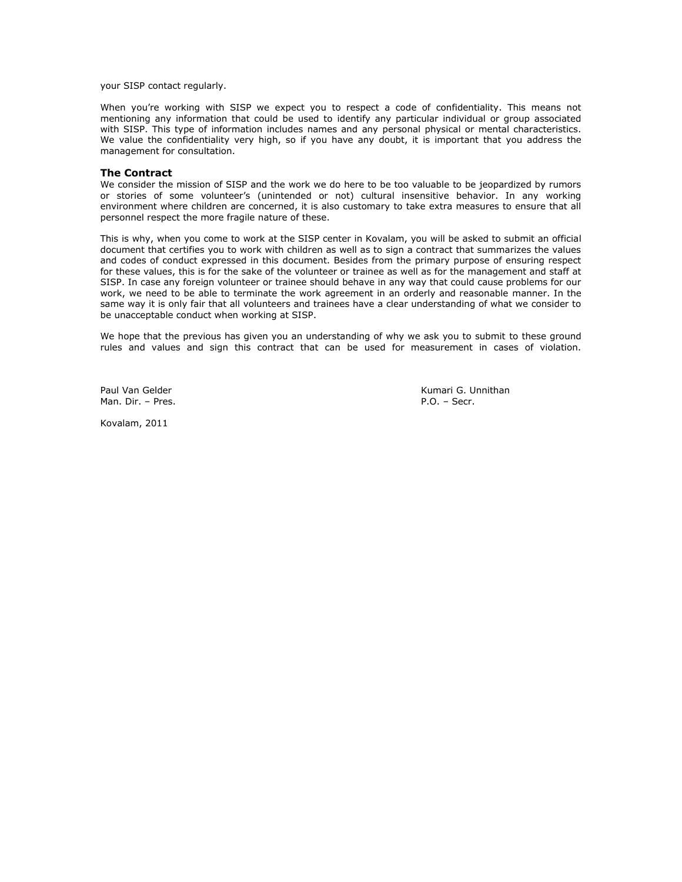your SISP contact regularly.

When you're working with SISP we expect you to respect a code of confidentiality. This means not mentioning any information that could be used to identify any particular individual or group associated with SISP. This type of information includes names and any personal physical or mental characteristics. We value the confidentiality very high, so if you have any doubt, it is important that you address the management for consultation.

### The Contract

We consider the mission of SISP and the work we do here to be too valuable to be jeopardized by rumors or stories of some volunteer's (unintended or not) cultural insensitive behavior. In any working environment where children are concerned, it is also customary to take extra measures to ensure that all personnel respect the more fragile nature of these.

This is why, when you come to work at the SISP center in Kovalam, you will be asked to submit an official document that certifies you to work with children as well as to sign a contract that summarizes the values and codes of conduct expressed in this document. Besides from the primary purpose of ensuring respect for these values, this is for the sake of the volunteer or trainee as well as for the management and staff at SISP. In case any foreign volunteer or trainee should behave in any way that could cause problems for our work, we need to be able to terminate the work agreement in an orderly and reasonable manner. In the same way it is only fair that all volunteers and trainees have a clear understanding of what we consider to be unacceptable conduct when working at SISP.

We hope that the previous has given you an understanding of why we ask you to submit to these ground rules and values and sign this contract that can be used for measurement in cases of violation.

Paul Van Gelder
Man. Dir. – Pres.

Kumari G. Unnithan
P.O. – Secr.

Kovalam, 2011